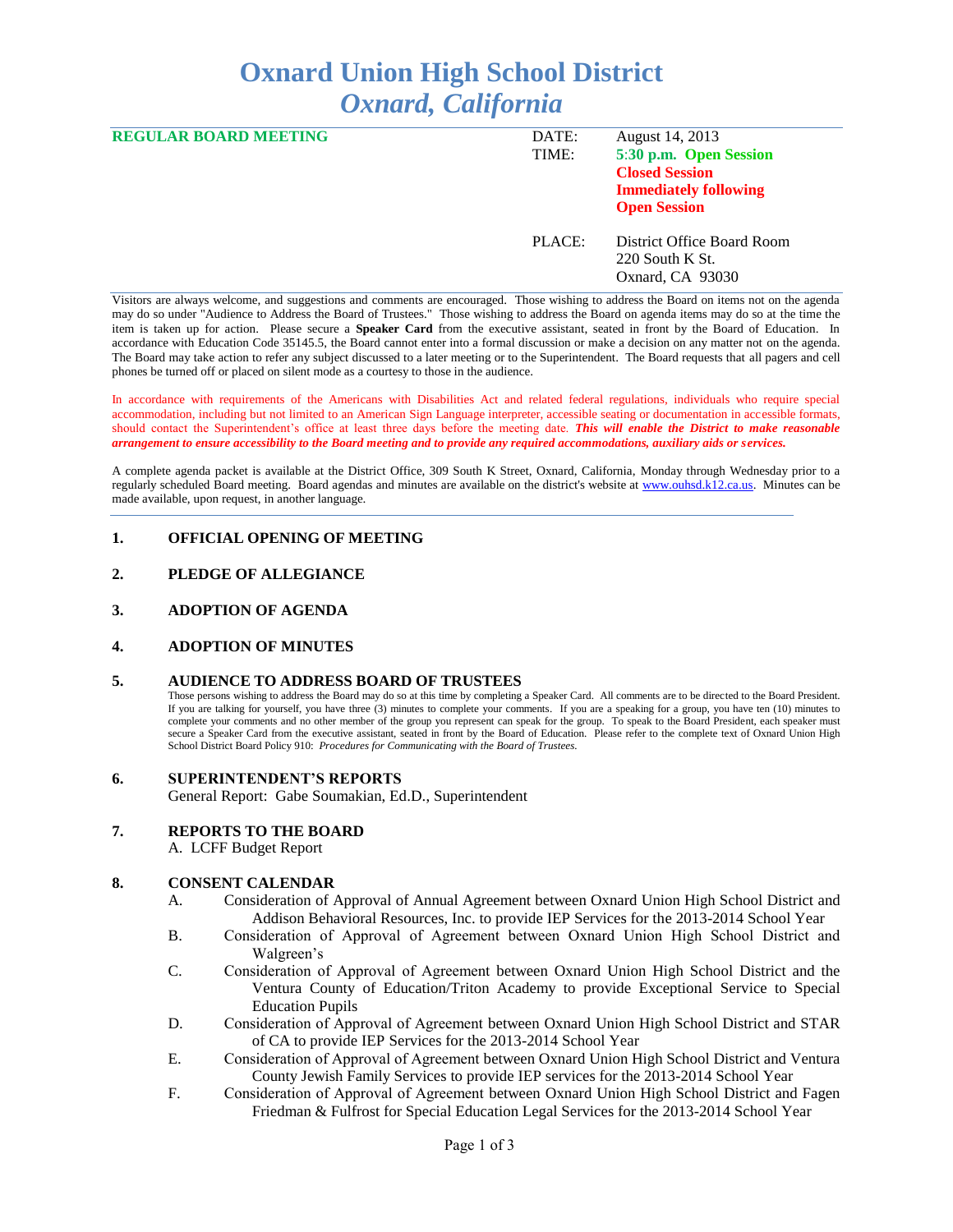# Oxnard Union High School District
## *Oxnard, California*

**REGULAR BOARD MEETING**

| | |
|---|---|
| DATE: | August 14, 2013 |
| TIME: | **5:30 p.m. Open Session** **Closed Session Immediately following Open Session** |
| PLACE: | District Office Board Room 220 South K St. Oxnard, CA 93030 |

Visitors are always welcome, and suggestions and comments are encouraged. Those wishing to address the Board on items not on the agenda may do so under "Audience to Address the Board of Trustees." Those wishing to address the Board on agenda items may do so at the time the item is taken up for action. Please secure a **Speaker Card** from the executive assistant, seated in front by the Board of Education. In accordance with Education Code 35145.5, the Board cannot enter into a formal discussion or make a decision on any matter not on the agenda. The Board may take action to refer any subject discussed to a later meeting or to the Superintendent. The Board requests that all pagers and cell phones be turned off or placed on silent mode as a courtesy to those in the audience.

In accordance with requirements of the Americans with Disabilities Act and related federal regulations, individuals who require special accommodation, including but not limited to an American Sign Language interpreter, accessible seating or documentation in accessible formats, should contact the Superintendent's office at least three days before the meeting date. ***This will enable the District to make reasonable arrangement to ensure accessibility to the Board meeting and to provide any required accommodations, auxiliary aids or services.***

A complete agenda packet is available at the District Office, 309 South K Street, Oxnard, California, Monday through Wednesday prior to a regularly scheduled Board meeting. Board agendas and minutes are available on the district's website at www.ouhsd.k12.ca.us. Minutes can be made available, upon request, in another language.

### 1. OFFICIAL OPENING OF MEETING

### 2. PLEDGE OF ALLEGIANCE

### 3. ADOPTION OF AGENDA

### 4. ADOPTION OF MINUTES

### 5. AUDIENCE TO ADDRESS BOARD OF TRUSTEES

Those persons wishing to address the Board may do so at this time by completing a Speaker Card. All comments are to be directed to the Board President. If you are talking for yourself, you have three (3) minutes to complete your comments. If you are a speaking for a group, you have ten (10) minutes to complete your comments and no other member of the group you represent can speak for the group. To speak to the Board President, each speaker must secure a Speaker Card from the executive assistant, seated in front by the Board of Education. Please refer to the complete text of Oxnard Union High School District Board Policy 910: *Procedures for Communicating with the Board of Trustees.*

### 6. SUPERINTENDENT'S REPORTS

General Report: Gabe Soumakian, Ed.D., Superintendent

### 7. REPORTS TO THE BOARD

A. LCFF Budget Report

### 8. CONSENT CALENDAR

A. Consideration of Approval of Annual Agreement between Oxnard Union High School District and Addison Behavioral Resources, Inc. to provide IEP Services for the 2013-2014 School Year

B. Consideration of Approval of Agreement between Oxnard Union High School District and Walgreen's

C. Consideration of Approval of Agreement between Oxnard Union High School District and the Ventura County of Education/Triton Academy to provide Exceptional Service to Special Education Pupils

D. Consideration of Approval of Agreement between Oxnard Union High School District and STAR of CA to provide IEP Services for the 2013-2014 School Year

E. Consideration of Approval of Agreement between Oxnard Union High School District and Ventura County Jewish Family Services to provide IEP services for the 2013-2014 School Year

F. Consideration of Approval of Agreement between Oxnard Union High School District and Fagen Friedman & Fulfrost for Special Education Legal Services for the 2013-2014 School Year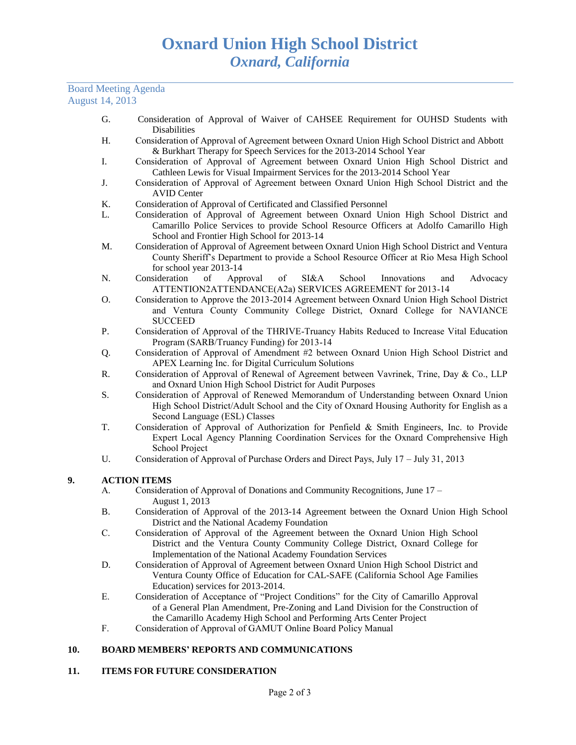Board Meeting Agenda
August 14, 2013

G. Consideration of Approval of Waiver of CAHSEE Requirement for OUHSD Students with Disabilities

H. Consideration of Approval of Agreement between Oxnard Union High School District and Abbott & Burkhart Therapy for Speech Services for the 2013-2014 School Year

I. Consideration of Approval of Agreement between Oxnard Union High School District and Cathleen Lewis for Visual Impairment Services for the 2013-2014 School Year

J. Consideration of Approval of Agreement between Oxnard Union High School District and the AVID Center

K. Consideration of Approval of Certificated and Classified Personnel

L. Consideration of Approval of Agreement between Oxnard Union High School District and Camarillo Police Services to provide School Resource Officers at Adolfo Camarillo High School and Frontier High School for 2013-14

M. Consideration of Approval of Agreement between Oxnard Union High School District and Ventura County Sheriff's Department to provide a School Resource Officer at Rio Mesa High School for school year 2013-14

N. Consideration of Approval of SI&A School Innovations and Advocacy ATTENTION2ATTENDANCE(A2a) SERVICES AGREEMENT for 2013-14

O. Consideration to Approve the 2013-2014 Agreement between Oxnard Union High School District and Ventura County Community College District, Oxnard College for NAVIANCE SUCCEED

P. Consideration of Approval of the THRIVE-Truancy Habits Reduced to Increase Vital Education Program (SARB/Truancy Funding) for 2013-14

Q. Consideration of Approval of Amendment #2 between Oxnard Union High School District and APEX Learning Inc. for Digital Curriculum Solutions

R. Consideration of Approval of Renewal of Agreement between Vavrinek, Trine, Day & Co., LLP and Oxnard Union High School District for Audit Purposes

S. Consideration of Approval of Renewed Memorandum of Understanding between Oxnard Union High School District/Adult School and the City of Oxnard Housing Authority for English as a Second Language (ESL) Classes

T. Consideration of Approval of Authorization for Penfield & Smith Engineers, Inc. to Provide Expert Local Agency Planning Coordination Services for the Oxnard Comprehensive High School Project

U. Consideration of Approval of Purchase Orders and Direct Pays, July 17 – July 31, 2013

## 9. ACTION ITEMS

A. Consideration of Approval of Donations and Community Recognitions, June 17 – August 1, 2013

B. Consideration of Approval of the 2013-14 Agreement between the Oxnard Union High School District and the National Academy Foundation

C. Consideration of Approval of the Agreement between the Oxnard Union High School District and the Ventura County Community College District, Oxnard College for Implementation of the National Academy Foundation Services

D. Consideration of Approval of Agreement between Oxnard Union High School District and Ventura County Office of Education for CAL-SAFE (California School Age Families Education) services for 2013-2014.

E. Consideration of Acceptance of "Project Conditions" for the City of Camarillo Approval of a General Plan Amendment, Pre-Zoning and Land Division for the Construction of the Camarillo Academy High School and Performing Arts Center Project

F. Consideration of Approval of GAMUT Online Board Policy Manual

## 10. BOARD MEMBERS' REPORTS AND COMMUNICATIONS

## 11. ITEMS FOR FUTURE CONSIDERATION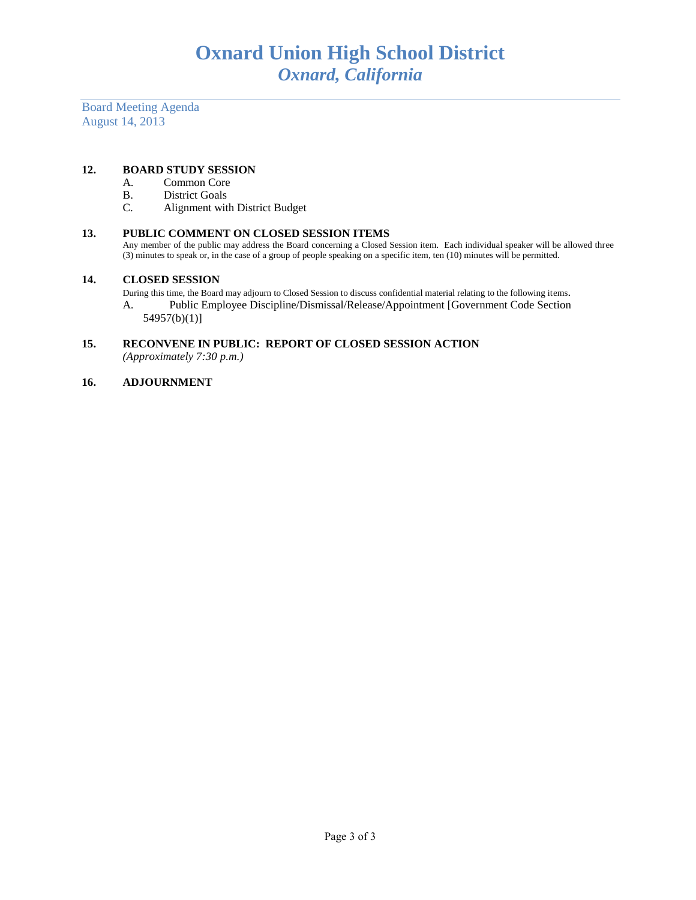# Oxnard Union High School District
## *Oxnard, California*

Board Meeting Agenda
August 14, 2013

**12. BOARD STUDY SESSION**

A. Common Core
B. District Goals
C. Alignment with District Budget

**13. PUBLIC COMMENT ON CLOSED SESSION ITEMS**

Any member of the public may address the Board concerning a Closed Session item. Each individual speaker will be allowed three (3) minutes to speak or, in the case of a group of people speaking on a specific item, ten (10) minutes will be permitted.

**14. CLOSED SESSION**

During this time, the Board may adjourn to Closed Session to discuss confidential material relating to the following items.

A. Public Employee Discipline/Dismissal/Release/Appointment [Government Code Section 54957(b)(1)]

**15. RECONVENE IN PUBLIC: REPORT OF CLOSED SESSION ACTION**

*(Approximately 7:30 p.m.)*

**16. ADJOURNMENT**